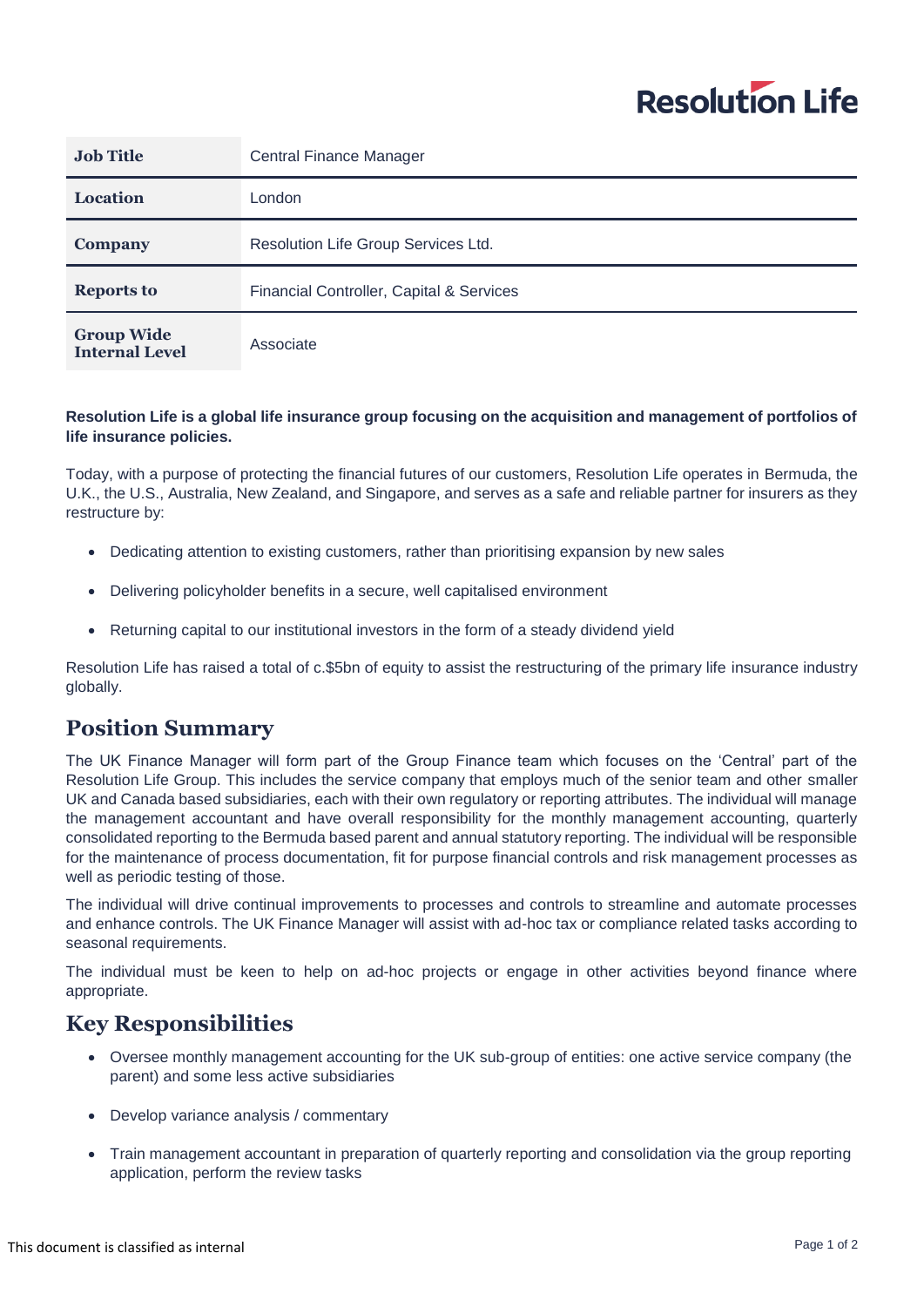Resolution Life

| Job Title | Central Finance Manager |
|---|---|
| Location | London |
| Company | Resolution Life Group Services Ltd. |
| Reports to | Financial Controller, Capital & Services |
| Group Wide Internal Level | Associate |

**Resolution Life is a global life insurance group focusing on the acquisition and management of portfolios of life insurance policies.**

Today, with a purpose of protecting the financial futures of our customers, Resolution Life operates in Bermuda, the U.K., the U.S., Australia, New Zealand, and Singapore, and serves as a safe and reliable partner for insurers as they restructure by:

- Dedicating attention to existing customers, rather than prioritising expansion by new sales
- Delivering policyholder benefits in a secure, well capitalised environment
- Returning capital to our institutional investors in the form of a steady dividend yield

Resolution Life has raised a total of c.$5bn of equity to assist the restructuring of the primary life insurance industry globally.

## Position Summary

The UK Finance Manager will form part of the Group Finance team which focuses on the 'Central' part of the Resolution Life Group. This includes the service company that employs much of the senior team and other smaller UK and Canada based subsidiaries, each with their own regulatory or reporting attributes. The individual will manage the management accountant and have overall responsibility for the monthly management accounting, quarterly consolidated reporting to the Bermuda based parent and annual statutory reporting. The individual will be responsible for the maintenance of process documentation, fit for purpose financial controls and risk management processes as well as periodic testing of those.

The individual will drive continual improvements to processes and controls to streamline and automate processes and enhance controls. The UK Finance Manager will assist with ad-hoc tax or compliance related tasks according to seasonal requirements.

The individual must be keen to help on ad-hoc projects or engage in other activities beyond finance where appropriate.

## Key Responsibilities

- Oversee monthly management accounting for the UK sub-group of entities: one active service company (the parent) and some less active subsidiaries
- Develop variance analysis / commentary
- Train management accountant in preparation of quarterly reporting and consolidation via the group reporting application, perform the review tasks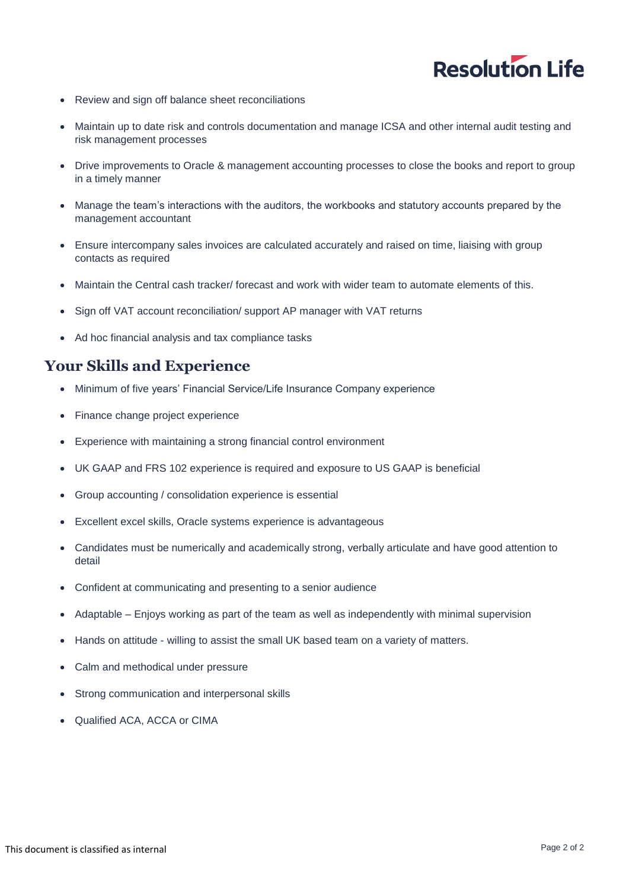- Review and sign off balance sheet reconciliations
- Maintain up to date risk and controls documentation and manage ICSA and other internal audit testing and risk management processes
- Drive improvements to Oracle & management accounting processes to close the books and report to group in a timely manner
- Manage the team's interactions with the auditors, the workbooks and statutory accounts prepared by the management accountant
- Ensure intercompany sales invoices are calculated accurately and raised on time, liaising with group contacts as required
- Maintain the Central cash tracker/ forecast and work with wider team to automate elements of this.
- Sign off VAT account reconciliation/ support AP manager with VAT returns
- Ad hoc financial analysis and tax compliance tasks

## Your Skills and Experience

- Minimum of five years' Financial Service/Life Insurance Company experience
- Finance change project experience
- Experience with maintaining a strong financial control environment
- UK GAAP and FRS 102 experience is required and exposure to US GAAP is beneficial
- Group accounting / consolidation experience is essential
- Excellent excel skills, Oracle systems experience is advantageous
- Candidates must be numerically and academically strong, verbally articulate and have good attention to detail
- Confident at communicating and presenting to a senior audience
- Adaptable – Enjoys working as part of the team as well as independently with minimal supervision
- Hands on attitude - willing to assist the small UK based team on a variety of matters.
- Calm and methodical under pressure
- Strong communication and interpersonal skills
- Qualified ACA, ACCA or CIMA

This document is classified as internal